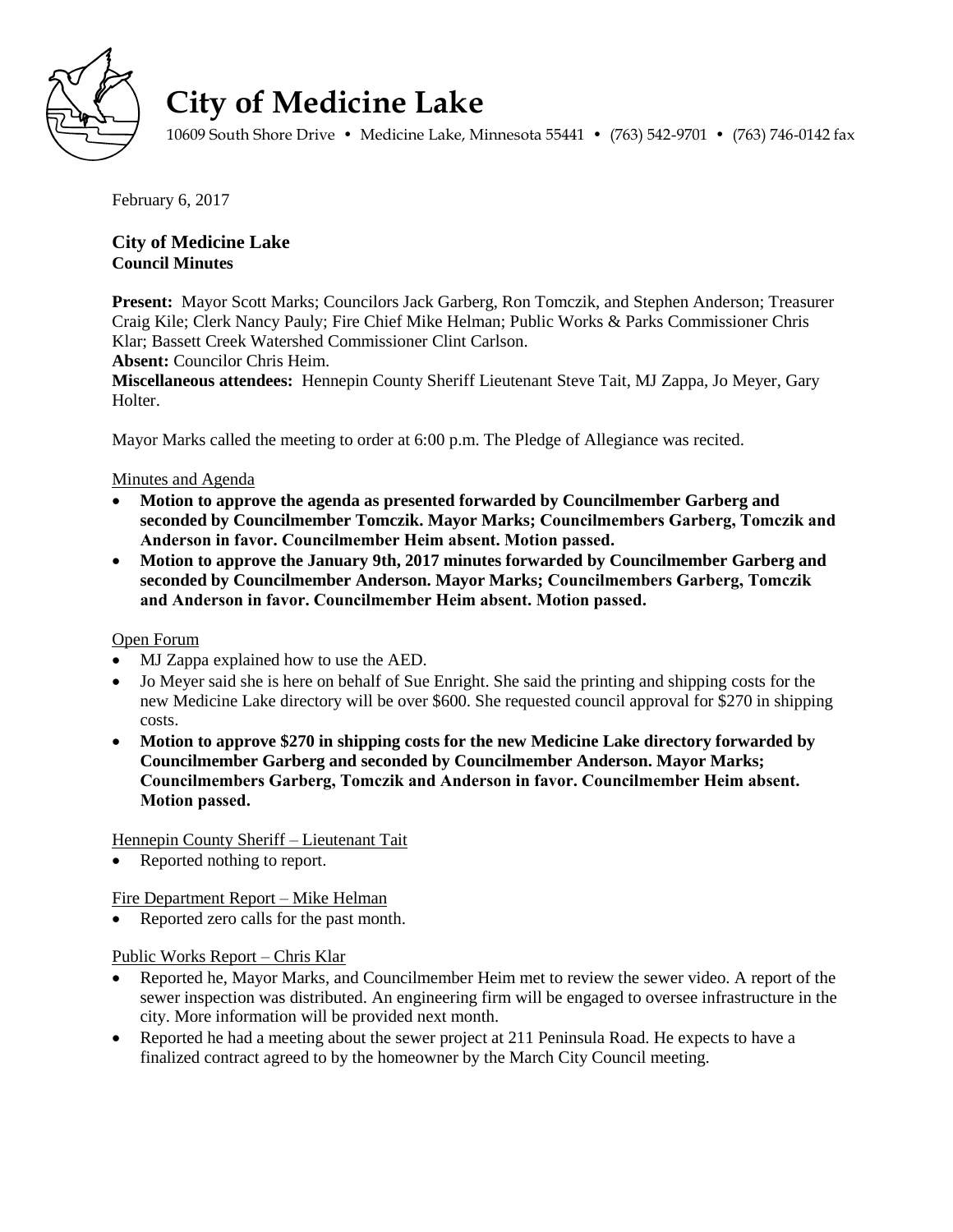# City of Medicine Lake

10609 South Shore Drive • Medicine Lake, Minnesota 55441 • (763) 542-9701 • (763) 746-0142 fax

February 6, 2017

### City of Medicine Lake
### Council Minutes

**Present:** Mayor Scott Marks; Councilors Jack Garberg, Ron Tomczik, and Stephen Anderson; Treasurer Craig Kile; Clerk Nancy Pauly; Fire Chief Mike Helman; Public Works & Parks Commissioner Chris Klar; Bassett Creek Watershed Commissioner Clint Carlson.
**Absent:** Councilor Chris Heim.
**Miscellaneous attendees:** Hennepin County Sheriff Lieutenant Steve Tait, MJ Zappa, Jo Meyer, Gary Holter.

Mayor Marks called the meeting to order at 6:00 p.m. The Pledge of Allegiance was recited.

Minutes and Agenda

- **Motion to approve the agenda as presented forwarded by Councilmember Garberg and seconded by Councilmember Tomczik. Mayor Marks; Councilmembers Garberg, Tomczik and Anderson in favor. Councilmember Heim absent. Motion passed.**
- **Motion to approve the January 9th, 2017 minutes forwarded by Councilmember Garberg and seconded by Councilmember Anderson. Mayor Marks; Councilmembers Garberg, Tomczik and Anderson in favor. Councilmember Heim absent. Motion passed.**

Open Forum

- MJ Zappa explained how to use the AED.
- Jo Meyer said she is here on behalf of Sue Enright. She said the printing and shipping costs for the new Medicine Lake directory will be over $600. She requested council approval for $270 in shipping costs.
- **Motion to approve $270 in shipping costs for the new Medicine Lake directory forwarded by Councilmember Garberg and seconded by Councilmember Anderson. Mayor Marks; Councilmembers Garberg, Tomczik and Anderson in favor. Councilmember Heim absent. Motion passed.**

Hennepin County Sheriff – Lieutenant Tait

- Reported nothing to report.

Fire Department Report – Mike Helman

- Reported zero calls for the past month.

Public Works Report – Chris Klar

- Reported he, Mayor Marks, and Councilmember Heim met to review the sewer video. A report of the sewer inspection was distributed. An engineering firm will be engaged to oversee infrastructure in the city. More information will be provided next month.
- Reported he had a meeting about the sewer project at 211 Peninsula Road. He expects to have a finalized contract agreed to by the homeowner by the March City Council meeting.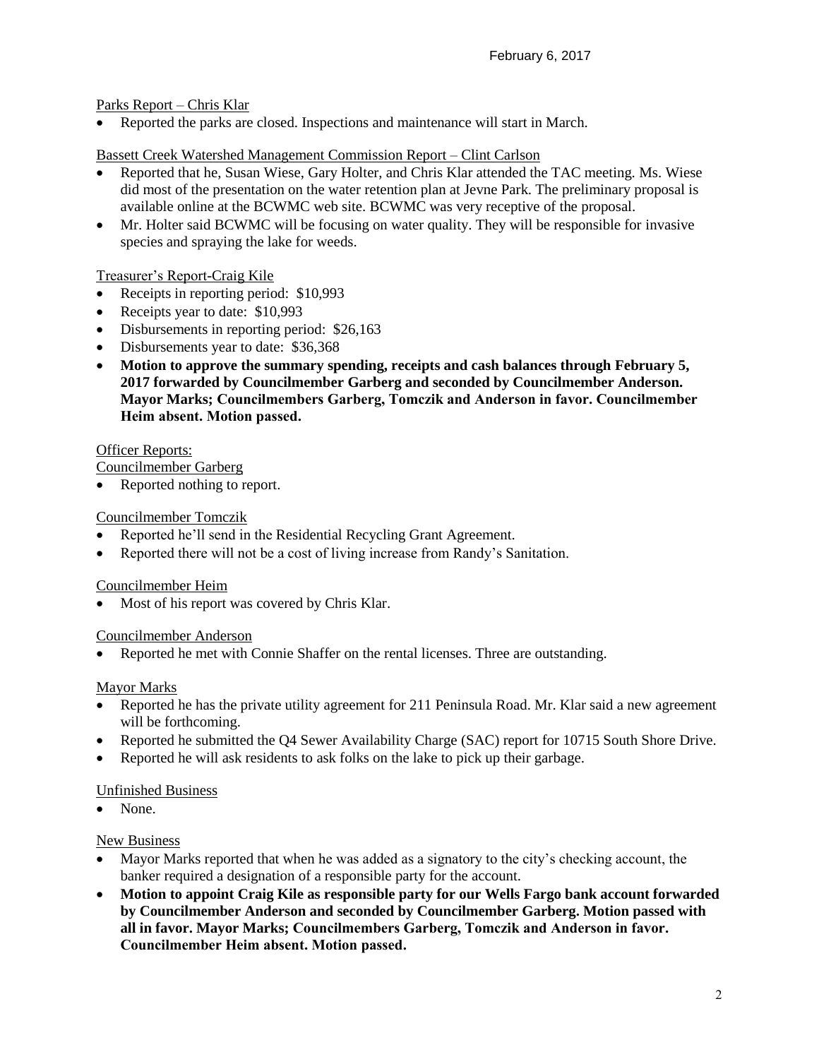February 6, 2017

Parks Report – Chris Klar

- Reported the parks are closed. Inspections and maintenance will start in March.

Bassett Creek Watershed Management Commission Report – Clint Carlson

- Reported that he, Susan Wiese, Gary Holter, and Chris Klar attended the TAC meeting. Ms. Wiese did most of the presentation on the water retention plan at Jevne Park. The preliminary proposal is available online at the BCWMC web site. BCWMC was very receptive of the proposal.
- Mr. Holter said BCWMC will be focusing on water quality. They will be responsible for invasive species and spraying the lake for weeds.

Treasurer's Report-Craig Kile

- Receipts in reporting period: $10,993
- Receipts year to date: $10,993
- Disbursements in reporting period: $26,163
- Disbursements year to date: $36,368
- **Motion to approve the summary spending, receipts and cash balances through February 5, 2017 forwarded by Councilmember Garberg and seconded by Councilmember Anderson. Mayor Marks; Councilmembers Garberg, Tomczik and Anderson in favor. Councilmember Heim absent. Motion passed.**

Officer Reports:

Councilmember Garberg

- Reported nothing to report.

Councilmember Tomczik

- Reported he'll send in the Residential Recycling Grant Agreement.
- Reported there will not be a cost of living increase from Randy's Sanitation.

Councilmember Heim

- Most of his report was covered by Chris Klar.

Councilmember Anderson

- Reported he met with Connie Shaffer on the rental licenses. Three are outstanding.

Mayor Marks

- Reported he has the private utility agreement for 211 Peninsula Road. Mr. Klar said a new agreement will be forthcoming.
- Reported he submitted the Q4 Sewer Availability Charge (SAC) report for 10715 South Shore Drive.
- Reported he will ask residents to ask folks on the lake to pick up their garbage.

Unfinished Business

- None.

New Business

- Mayor Marks reported that when he was added as a signatory to the city's checking account, the banker required a designation of a responsible party for the account.
- **Motion to appoint Craig Kile as responsible party for our Wells Fargo bank account forwarded by Councilmember Anderson and seconded by Councilmember Garberg. Motion passed with all in favor. Mayor Marks; Councilmembers Garberg, Tomczik and Anderson in favor. Councilmember Heim absent. Motion passed.**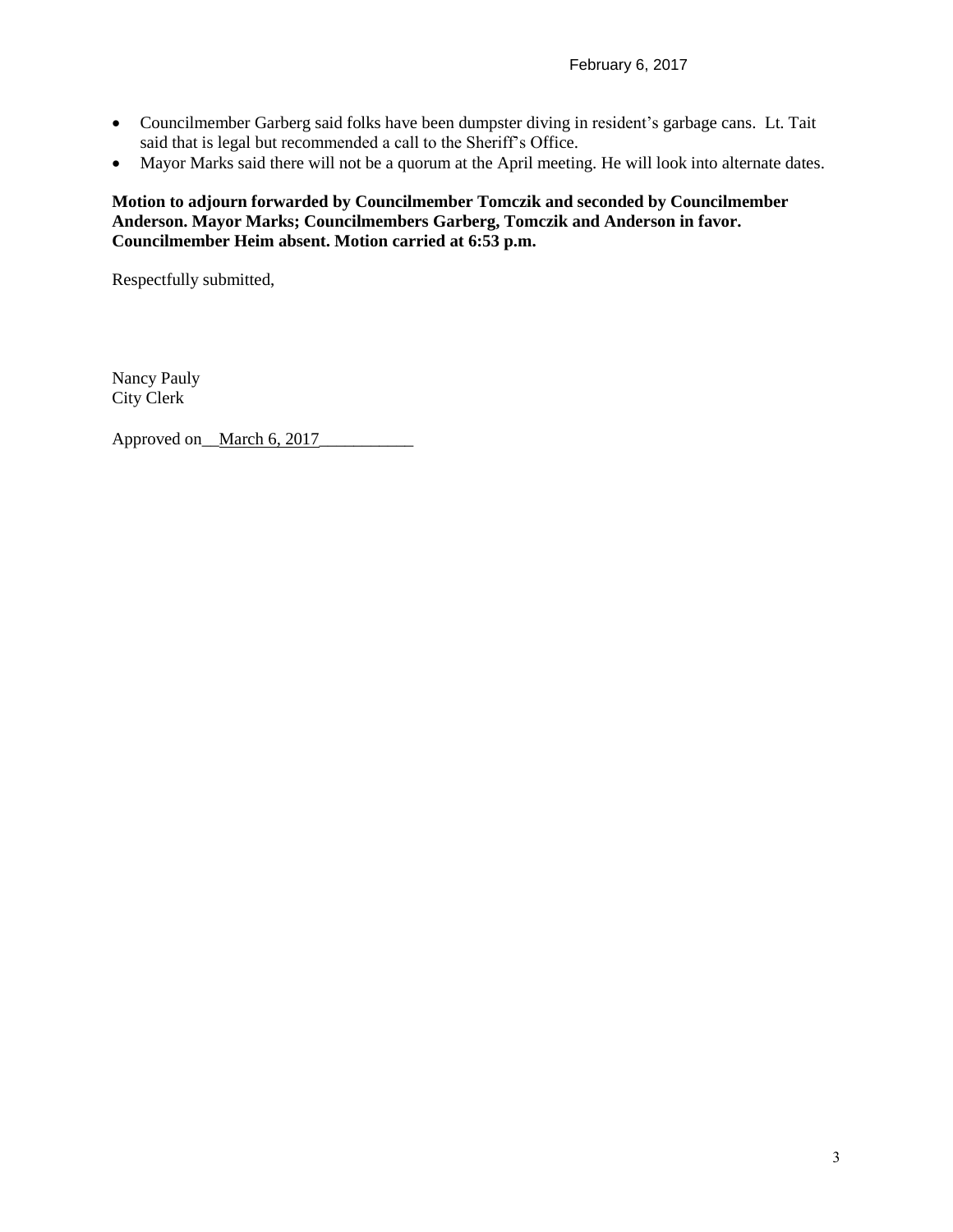- Councilmember Garberg said folks have been dumpster diving in resident's garbage cans. Lt. Tait said that is legal but recommended a call to the Sheriff's Office.
- Mayor Marks said there will not be a quorum at the April meeting. He will look into alternate dates.

**Motion to adjourn forwarded by Councilmember Tomczik and seconded by Councilmember Anderson. Mayor Marks; Councilmembers Garberg, Tomczik and Anderson in favor. Councilmember Heim absent. Motion carried at 6:53 p.m.**

Respectfully submitted,

Nancy Pauly
City Clerk

Approved on March 6, 2017